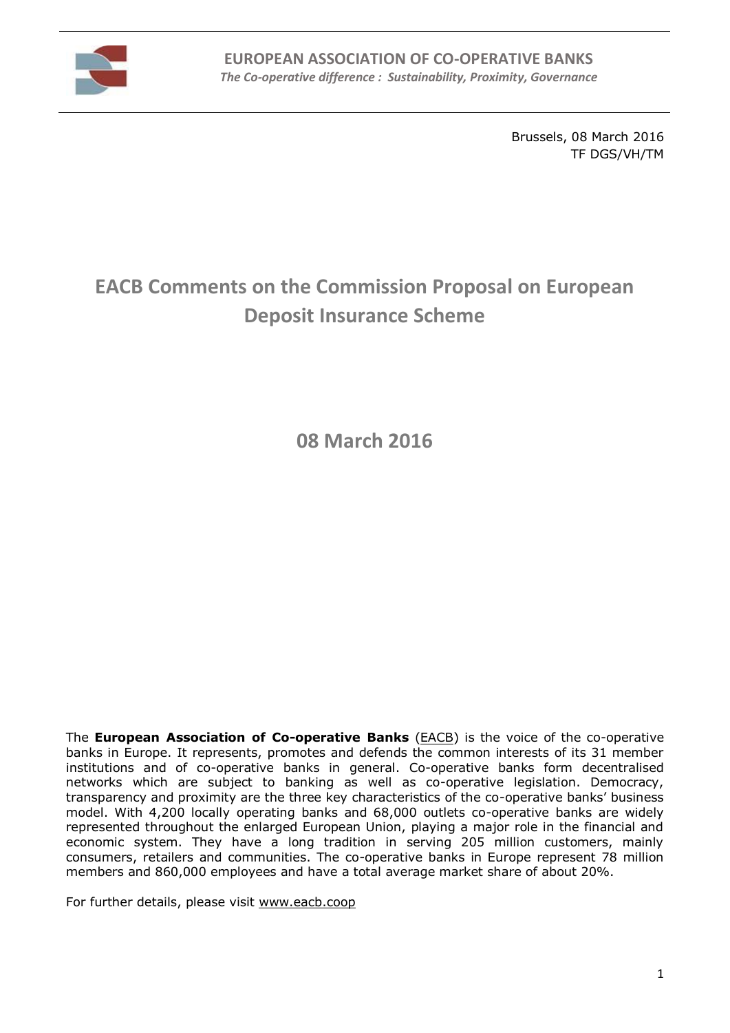**EUROPEAN ASSOCIATION OF CO-OPERATIVE BANKS**
*The Co-operative difference : Sustainability, Proximity, Governance*

Brussels, 08 March 2016
TF DGS/VH/TM

# EACB Comments on the Commission Proposal on European Deposit Insurance Scheme

## 08 March 2016

The **European Association of Co-operative Banks** (EACB) is the voice of the co-operative banks in Europe. It represents, promotes and defends the common interests of its 31 member institutions and of co-operative banks in general. Co-operative banks form decentralised networks which are subject to banking as well as co-operative legislation. Democracy, transparency and proximity are the three key characteristics of the co-operative banks' business model. With 4,200 locally operating banks and 68,000 outlets co-operative banks are widely represented throughout the enlarged European Union, playing a major role in the financial and economic system. They have a long tradition in serving 205 million customers, mainly consumers, retailers and communities. The co-operative banks in Europe represent 78 million members and 860,000 employees and have a total average market share of about 20%.

For further details, please visit www.eacb.coop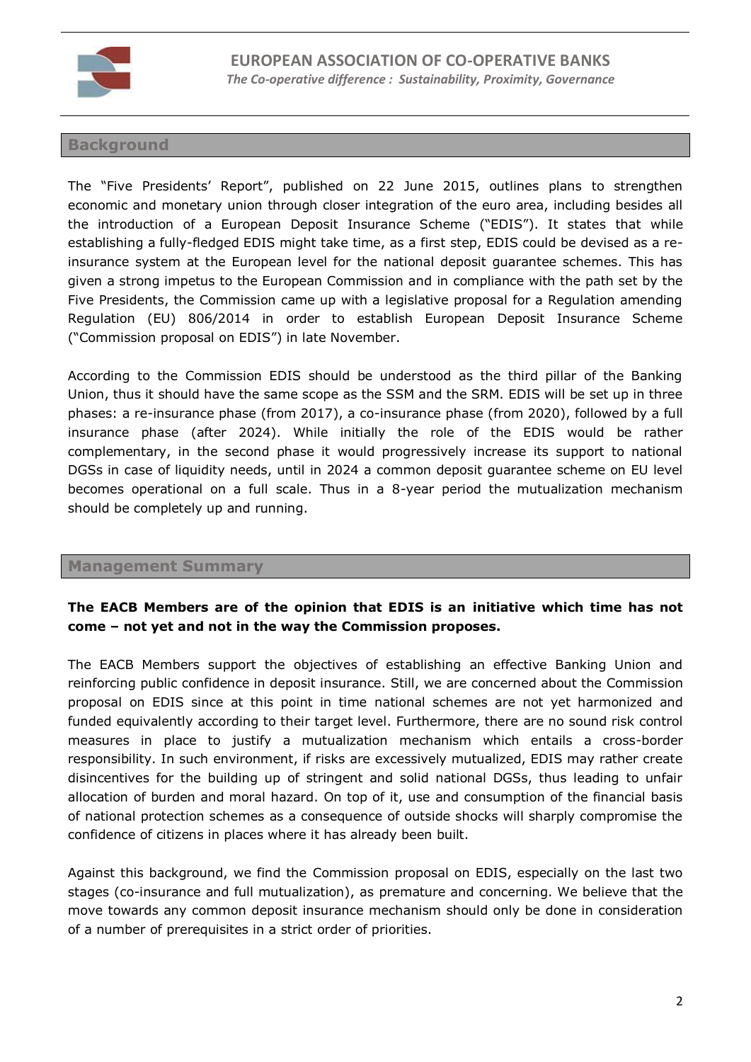## Background

The "Five Presidents' Report", published on 22 June 2015, outlines plans to strengthen economic and monetary union through closer integration of the euro area, including besides all the introduction of a European Deposit Insurance Scheme ("EDIS"). It states that while establishing a fully-fledged EDIS might take time, as a first step, EDIS could be devised as a re-insurance system at the European level for the national deposit guarantee schemes. This has given a strong impetus to the European Commission and in compliance with the path set by the Five Presidents, the Commission came up with a legislative proposal for a Regulation amending Regulation (EU) 806/2014 in order to establish European Deposit Insurance Scheme ("Commission proposal on EDIS") in late November.

According to the Commission EDIS should be understood as the third pillar of the Banking Union, thus it should have the same scope as the SSM and the SRM. EDIS will be set up in three phases: a re-insurance phase (from 2017), a co-insurance phase (from 2020), followed by a full insurance phase (after 2024). While initially the role of the EDIS would be rather complementary, in the second phase it would progressively increase its support to national DGSs in case of liquidity needs, until in 2024 a common deposit guarantee scheme on EU level becomes operational on a full scale. Thus in a 8-year period the mutualization mechanism should be completely up and running.

## Management Summary

**The EACB Members are of the opinion that EDIS is an initiative which time has not come – not yet and not in the way the Commission proposes.**

The EACB Members support the objectives of establishing an effective Banking Union and reinforcing public confidence in deposit insurance. Still, we are concerned about the Commission proposal on EDIS since at this point in time national schemes are not yet harmonized and funded equivalently according to their target level. Furthermore, there are no sound risk control measures in place to justify a mutualization mechanism which entails a cross-border responsibility. In such environment, if risks are excessively mutualized, EDIS may rather create disincentives for the building up of stringent and solid national DGSs, thus leading to unfair allocation of burden and moral hazard. On top of it, use and consumption of the financial basis of national protection schemes as a consequence of outside shocks will sharply compromise the confidence of citizens in places where it has already been built.

Against this background, we find the Commission proposal on EDIS, especially on the last two stages (co-insurance and full mutualization), as premature and concerning. We believe that the move towards any common deposit insurance mechanism should only be done in consideration of a number of prerequisites in a strict order of priorities.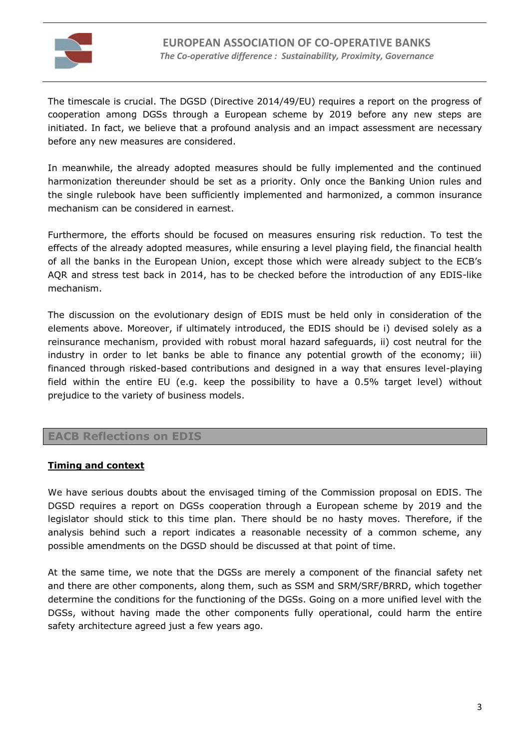The timescale is crucial. The DGSD (Directive 2014/49/EU) requires a report on the progress of cooperation among DGSs through a European scheme by 2019 before any new steps are initiated. In fact, we believe that a profound analysis and an impact assessment are necessary before any new measures are considered.

In meanwhile, the already adopted measures should be fully implemented and the continued harmonization thereunder should be set as a priority. Only once the Banking Union rules and the single rulebook have been sufficiently implemented and harmonized, a common insurance mechanism can be considered in earnest.

Furthermore, the efforts should be focused on measures ensuring risk reduction. To test the effects of the already adopted measures, while ensuring a level playing field, the financial health of all the banks in the European Union, except those which were already subject to the ECB's AQR and stress test back in 2014, has to be checked before the introduction of any EDIS-like mechanism.

The discussion on the evolutionary design of EDIS must be held only in consideration of the elements above. Moreover, if ultimately introduced, the EDIS should be i) devised solely as a reinsurance mechanism, provided with robust moral hazard safeguards, ii) cost neutral for the industry in order to let banks be able to finance any potential growth of the economy; iii) financed through risked-based contributions and designed in a way that ensures level-playing field within the entire EU (e.g. keep the possibility to have a 0.5% target level) without prejudice to the variety of business models.

## EACB Reflections on EDIS

### Timing and context

We have serious doubts about the envisaged timing of the Commission proposal on EDIS. The DGSD requires a report on DGSs cooperation through a European scheme by 2019 and the legislator should stick to this time plan. There should be no hasty moves. Therefore, if the analysis behind such a report indicates a reasonable necessity of a common scheme, any possible amendments on the DGSD should be discussed at that point of time.

At the same time, we note that the DGSs are merely a component of the financial safety net and there are other components, along them, such as SSM and SRM/SRF/BRRD, which together determine the conditions for the functioning of the DGSs. Going on a more unified level with the DGSs, without having made the other components fully operational, could harm the entire safety architecture agreed just a few years ago.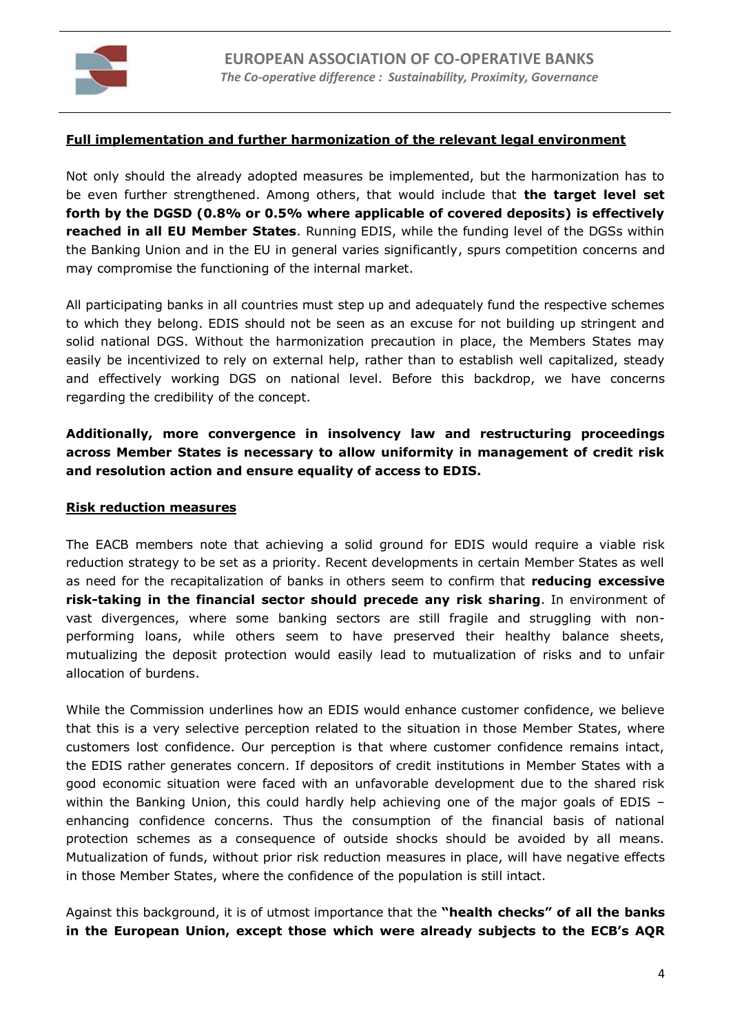**Full implementation and further harmonization of the relevant legal environment**

Not only should the already adopted measures be implemented, but the harmonization has to be even further strengthened. Among others, that would include that **the target level set forth by the DGSD (0.8% or 0.5% where applicable of covered deposits) is effectively reached in all EU Member States**. Running EDIS, while the funding level of the DGSs within the Banking Union and in the EU in general varies significantly, spurs competition concerns and may compromise the functioning of the internal market.

All participating banks in all countries must step up and adequately fund the respective schemes to which they belong. EDIS should not be seen as an excuse for not building up stringent and solid national DGS. Without the harmonization precaution in place, the Members States may easily be incentivized to rely on external help, rather than to establish well capitalized, steady and effectively working DGS on national level. Before this backdrop, we have concerns regarding the credibility of the concept.

**Additionally, more convergence in insolvency law and restructuring proceedings across Member States is necessary to allow uniformity in management of credit risk and resolution action and ensure equality of access to EDIS.**

**Risk reduction measures**

The EACB members note that achieving a solid ground for EDIS would require a viable risk reduction strategy to be set as a priority. Recent developments in certain Member States as well as need for the recapitalization of banks in others seem to confirm that **reducing excessive risk-taking in the financial sector should precede any risk sharing**. In environment of vast divergences, where some banking sectors are still fragile and struggling with non-performing loans, while others seem to have preserved their healthy balance sheets, mutualizing the deposit protection would easily lead to mutualization of risks and to unfair allocation of burdens.

While the Commission underlines how an EDIS would enhance customer confidence, we believe that this is a very selective perception related to the situation in those Member States, where customers lost confidence. Our perception is that where customer confidence remains intact, the EDIS rather generates concern. If depositors of credit institutions in Member States with a good economic situation were faced with an unfavorable development due to the shared risk within the Banking Union, this could hardly help achieving one of the major goals of EDIS – enhancing confidence concerns. Thus the consumption of the financial basis of national protection schemes as a consequence of outside shocks should be avoided by all means. Mutualization of funds, without prior risk reduction measures in place, will have negative effects in those Member States, where the confidence of the population is still intact.

Against this background, it is of utmost importance that the **"health checks" of all the banks in the European Union, except those which were already subjects to the ECB's AQR**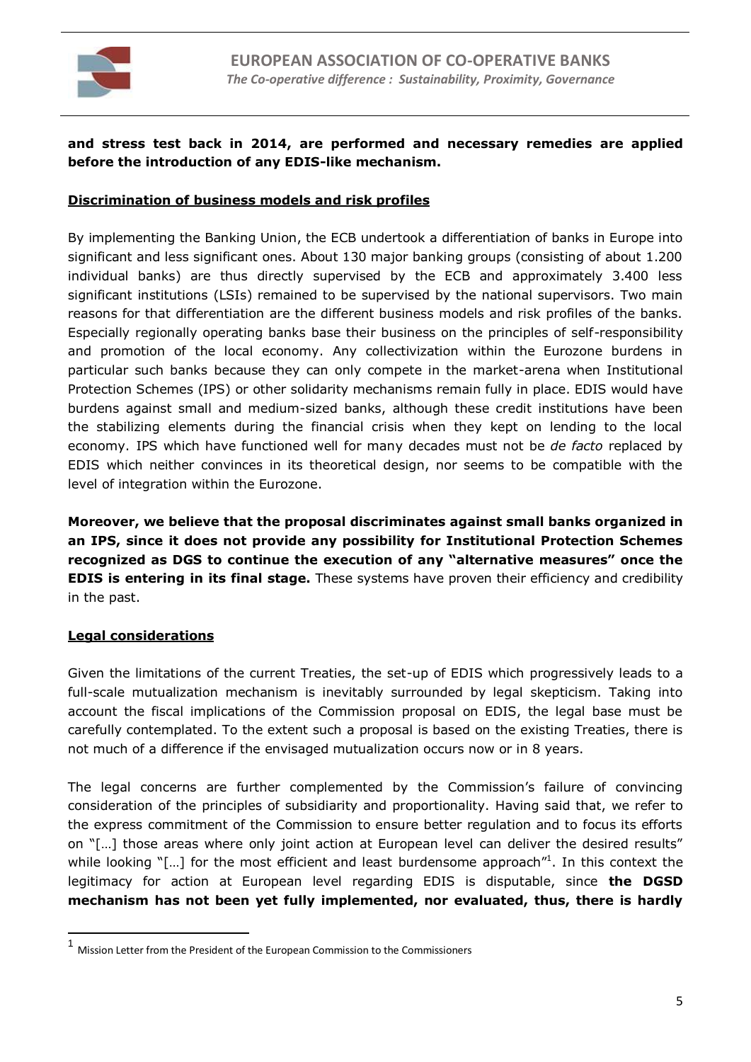**and stress test back in 2014, are performed and necessary remedies are applied before the introduction of any EDIS-like mechanism.**

**Discrimination of business models and risk profiles**

By implementing the Banking Union, the ECB undertook a differentiation of banks in Europe into significant and less significant ones. About 130 major banking groups (consisting of about 1.200 individual banks) are thus directly supervised by the ECB and approximately 3.400 less significant institutions (LSIs) remained to be supervised by the national supervisors. Two main reasons for that differentiation are the different business models and risk profiles of the banks. Especially regionally operating banks base their business on the principles of self-responsibility and promotion of the local economy. Any collectivization within the Eurozone burdens in particular such banks because they can only compete in the market-arena when Institutional Protection Schemes (IPS) or other solidarity mechanisms remain fully in place. EDIS would have burdens against small and medium-sized banks, although these credit institutions have been the stabilizing elements during the financial crisis when they kept on lending to the local economy. IPS which have functioned well for many decades must not be *de facto* replaced by EDIS which neither convinces in its theoretical design, nor seems to be compatible with the level of integration within the Eurozone.

**Moreover, we believe that the proposal discriminates against small banks organized in an IPS, since it does not provide any possibility for Institutional Protection Schemes recognized as DGS to continue the execution of any "alternative measures" once the EDIS is entering in its final stage.** These systems have proven their efficiency and credibility in the past.

**Legal considerations**

Given the limitations of the current Treaties, the set-up of EDIS which progressively leads to a full-scale mutualization mechanism is inevitably surrounded by legal skepticism. Taking into account the fiscal implications of the Commission proposal on EDIS, the legal base must be carefully contemplated. To the extent such a proposal is based on the existing Treaties, there is not much of a difference if the envisaged mutualization occurs now or in 8 years.

The legal concerns are further complemented by the Commission's failure of convincing consideration of the principles of subsidiarity and proportionality. Having said that, we refer to the express commitment of the Commission to ensure better regulation and to focus its efforts on "[…] those areas where only joint action at European level can deliver the desired results" while looking "[…] for the most efficient and least burdensome approach"[1]. In this context the legitimacy for action at European level regarding EDIS is disputable, since **the DGSD mechanism has not been yet fully implemented, nor evaluated, thus, there is hardly**

[1] Mission Letter from the President of the European Commission to the Commissioners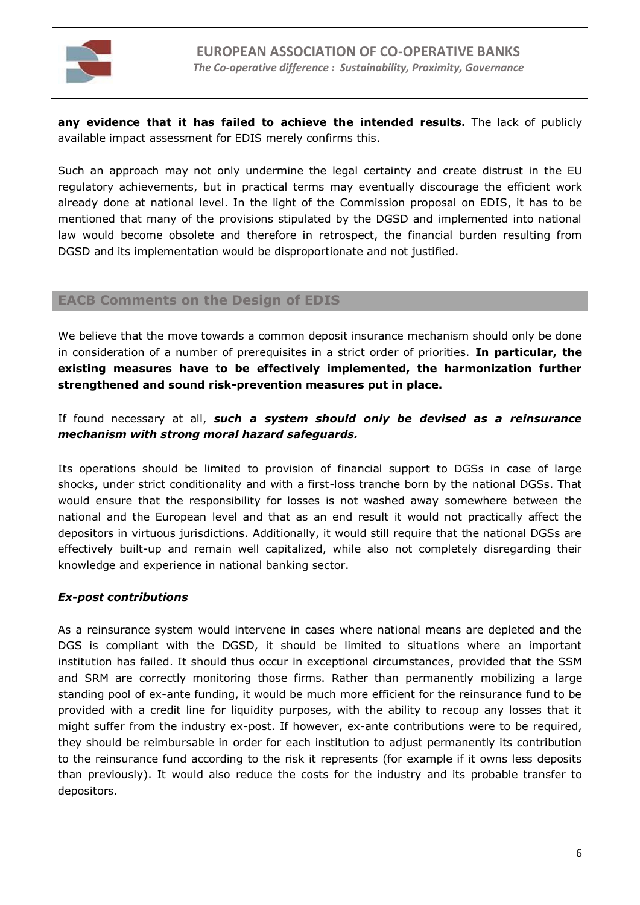**any evidence that it has failed to achieve the intended results.** The lack of publicly available impact assessment for EDIS merely confirms this.

Such an approach may not only undermine the legal certainty and create distrust in the EU regulatory achievements, but in practical terms may eventually discourage the efficient work already done at national level. In the light of the Commission proposal on EDIS, it has to be mentioned that many of the provisions stipulated by the DGSD and implemented into national law would become obsolete and therefore in retrospect, the financial burden resulting from DGSD and its implementation would be disproportionate and not justified.

## EACB Comments on the Design of EDIS

We believe that the move towards a common deposit insurance mechanism should only be done in consideration of a number of prerequisites in a strict order of priorities. **In particular, the existing measures have to be effectively implemented, the harmonization further strengthened and sound risk-prevention measures put in place.**

If found necessary at all, ***such a system should only be devised as a reinsurance mechanism with strong moral hazard safeguards.***

Its operations should be limited to provision of financial support to DGSs in case of large shocks, under strict conditionality and with a first-loss tranche born by the national DGSs. That would ensure that the responsibility for losses is not washed away somewhere between the national and the European level and that as an end result it would not practically affect the depositors in virtuous jurisdictions. Additionally, it would still require that the national DGSs are effectively built-up and remain well capitalized, while also not completely disregarding their knowledge and experience in national banking sector.

### *Ex-post contributions*

As a reinsurance system would intervene in cases where national means are depleted and the DGS is compliant with the DGSD, it should be limited to situations where an important institution has failed. It should thus occur in exceptional circumstances, provided that the SSM and SRM are correctly monitoring those firms. Rather than permanently mobilizing a large standing pool of ex-ante funding, it would be much more efficient for the reinsurance fund to be provided with a credit line for liquidity purposes, with the ability to recoup any losses that it might suffer from the industry ex-post. If however, ex-ante contributions were to be required, they should be reimbursable in order for each institution to adjust permanently its contribution to the reinsurance fund according to the risk it represents (for example if it owns less deposits than previously). It would also reduce the costs for the industry and its probable transfer to depositors.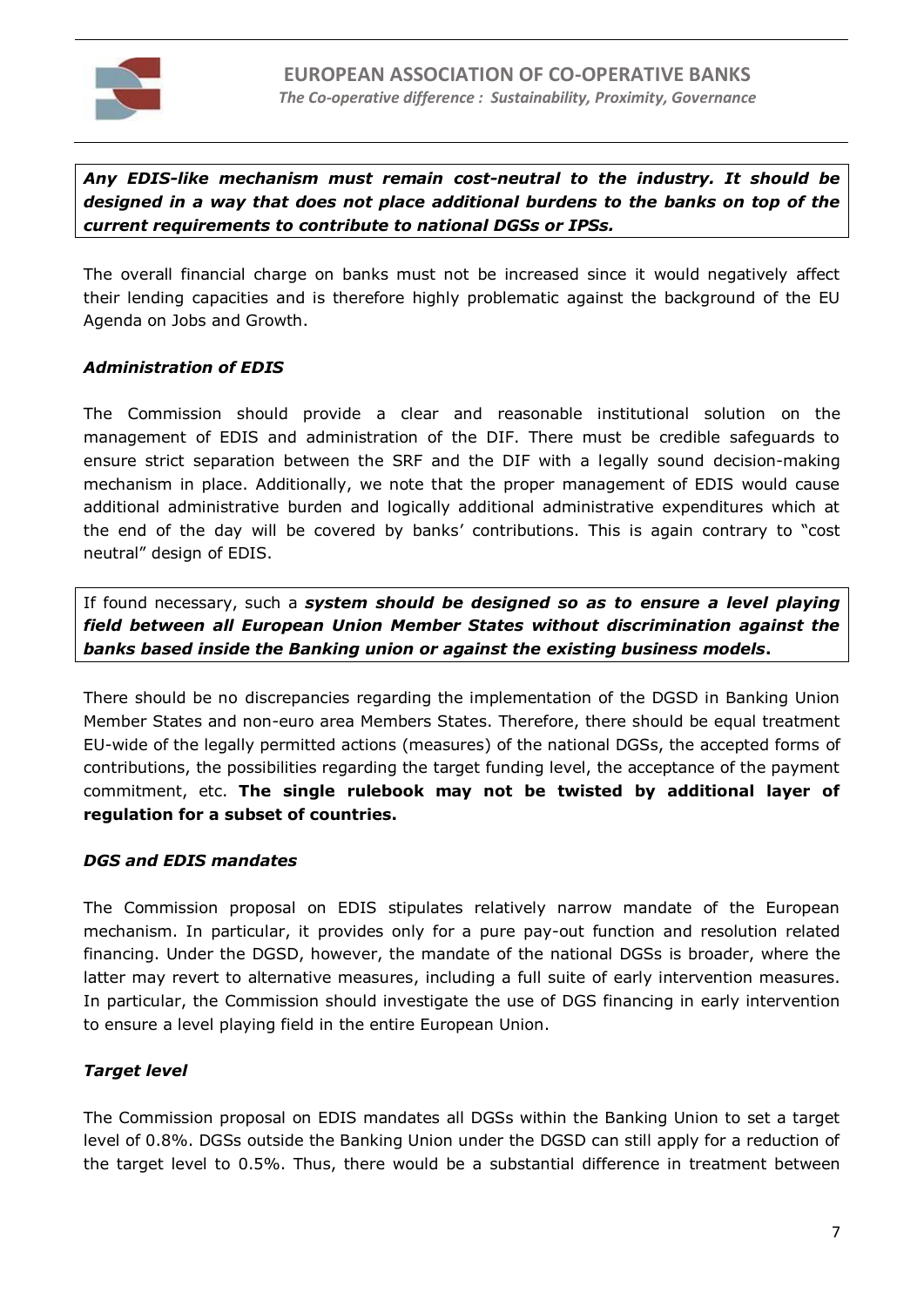***Any EDIS-like mechanism must remain cost-neutral to the industry. It should be designed in a way that does not place additional burdens to the banks on top of the current requirements to contribute to national DGSs or IPSs.***

The overall financial charge on banks must not be increased since it would negatively affect their lending capacities and is therefore highly problematic against the background of the EU Agenda on Jobs and Growth.

***Administration of EDIS***

The Commission should provide a clear and reasonable institutional solution on the management of EDIS and administration of the DIF. There must be credible safeguards to ensure strict separation between the SRF and the DIF with a legally sound decision-making mechanism in place. Additionally, we note that the proper management of EDIS would cause additional administrative burden and logically additional administrative expenditures which at the end of the day will be covered by banks' contributions. This is again contrary to "cost neutral" design of EDIS.

If found necessary, such a ***system should be designed so as to ensure a level playing field between all European Union Member States without discrimination against the banks based inside the Banking union or against the existing business models*****.**

There should be no discrepancies regarding the implementation of the DGSD in Banking Union Member States and non-euro area Members States. Therefore, there should be equal treatment EU-wide of the legally permitted actions (measures) of the national DGSs, the accepted forms of contributions, the possibilities regarding the target funding level, the acceptance of the payment commitment, etc. **The single rulebook may not be twisted by additional layer of regulation for a subset of countries.**

***DGS and EDIS mandates***

The Commission proposal on EDIS stipulates relatively narrow mandate of the European mechanism. In particular, it provides only for a pure pay-out function and resolution related financing. Under the DGSD, however, the mandate of the national DGSs is broader, where the latter may revert to alternative measures, including a full suite of early intervention measures. In particular, the Commission should investigate the use of DGS financing in early intervention to ensure a level playing field in the entire European Union.

***Target level***

The Commission proposal on EDIS mandates all DGSs within the Banking Union to set a target level of 0.8%. DGSs outside the Banking Union under the DGSD can still apply for a reduction of the target level to 0.5%. Thus, there would be a substantial difference in treatment between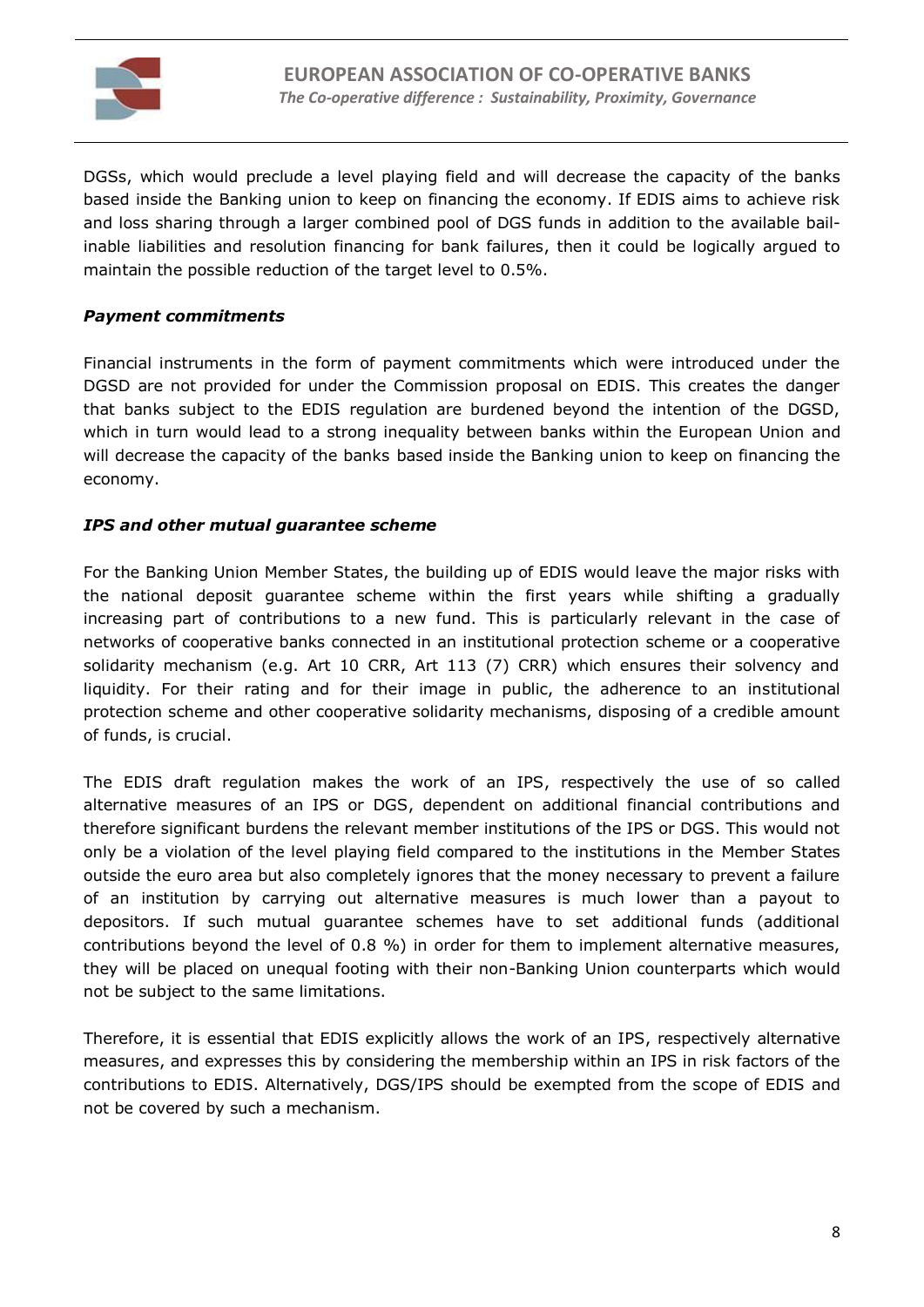DGSs, which would preclude a level playing field and will decrease the capacity of the banks based inside the Banking union to keep on financing the economy. If EDIS aims to achieve risk and loss sharing through a larger combined pool of DGS funds in addition to the available bail-inable liabilities and resolution financing for bank failures, then it could be logically argued to maintain the possible reduction of the target level to 0.5%.

***Payment commitments***

Financial instruments in the form of payment commitments which were introduced under the DGSD are not provided for under the Commission proposal on EDIS. This creates the danger that banks subject to the EDIS regulation are burdened beyond the intention of the DGSD, which in turn would lead to a strong inequality between banks within the European Union and will decrease the capacity of the banks based inside the Banking union to keep on financing the economy.

***IPS and other mutual guarantee scheme***

For the Banking Union Member States, the building up of EDIS would leave the major risks with the national deposit guarantee scheme within the first years while shifting a gradually increasing part of contributions to a new fund. This is particularly relevant in the case of networks of cooperative banks connected in an institutional protection scheme or a cooperative solidarity mechanism (e.g. Art 10 CRR, Art 113 (7) CRR) which ensures their solvency and liquidity. For their rating and for their image in public, the adherence to an institutional protection scheme and other cooperative solidarity mechanisms, disposing of a credible amount of funds, is crucial.

The EDIS draft regulation makes the work of an IPS, respectively the use of so called alternative measures of an IPS or DGS, dependent on additional financial contributions and therefore significant burdens the relevant member institutions of the IPS or DGS. This would not only be a violation of the level playing field compared to the institutions in the Member States outside the euro area but also completely ignores that the money necessary to prevent a failure of an institution by carrying out alternative measures is much lower than a payout to depositors. If such mutual guarantee schemes have to set additional funds (additional contributions beyond the level of 0.8 %) in order for them to implement alternative measures, they will be placed on unequal footing with their non-Banking Union counterparts which would not be subject to the same limitations.

Therefore, it is essential that EDIS explicitly allows the work of an IPS, respectively alternative measures, and expresses this by considering the membership within an IPS in risk factors of the contributions to EDIS. Alternatively, DGS/IPS should be exempted from the scope of EDIS and not be covered by such a mechanism.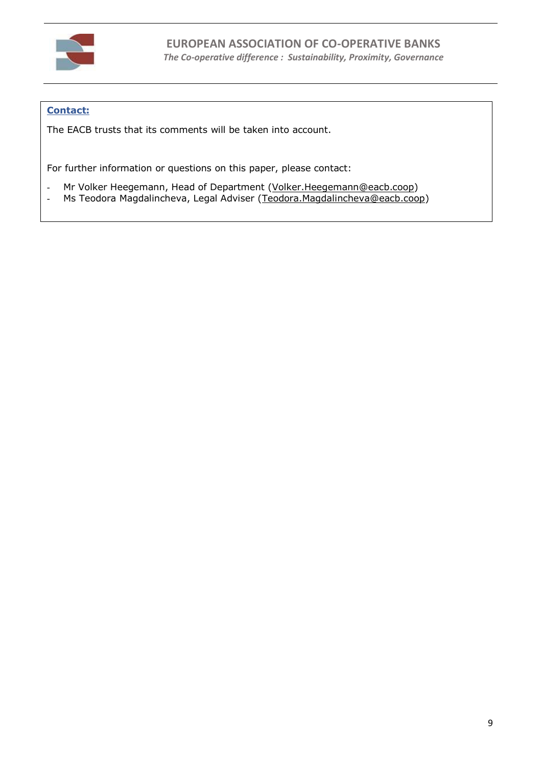**Contact:**

The EACB trusts that its comments will be taken into account.

For further information or questions on this paper, please contact:

- Mr Volker Heegemann, Head of Department (Volker.Heegemann@eacb.coop)
- Ms Teodora Magdalincheva, Legal Adviser (Teodora.Magdalincheva@eacb.coop)